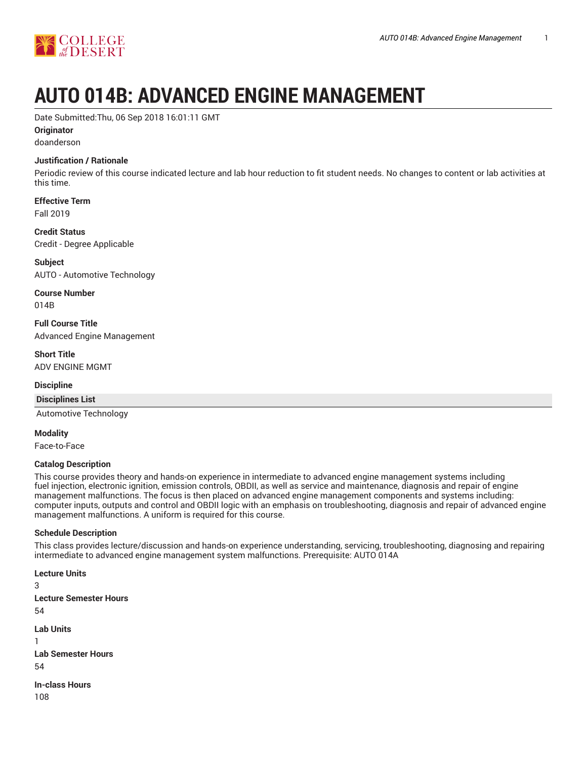# AUTO 014B: ADVANCED ENGINE MANAGEMENT

Date Submitted:Thu, 06 Sep 2018 16:01:11 GMT

**Originator**

doanderson

**Justification / Rationale**

Periodic review of this course indicated lecture and lab hour reduction to fit student needs. No changes to content or lab activities at this time.

**Effective Term**

Fall 2019

**Credit Status**

Credit - Degree Applicable

**Subject**

AUTO - Automotive Technology

**Course Number**

014B

**Full Course Title**

Advanced Engine Management

**Short Title**

ADV ENGINE MGMT

**Discipline**

| Disciplines List |
|---|
| Automotive Technology |

**Modality**

Face-to-Face

**Catalog Description**

This course provides theory and hands-on experience in intermediate to advanced engine management systems including fuel injection, electronic ignition, emission controls, OBDII, as well as service and maintenance, diagnosis and repair of engine management malfunctions. The focus is then placed on advanced engine management components and systems including: computer inputs, outputs and control and OBDII logic with an emphasis on troubleshooting, diagnosis and repair of advanced engine management malfunctions. A uniform is required for this course.

**Schedule Description**

This class provides lecture/discussion and hands-on experience understanding, servicing, troubleshooting, diagnosing and repairing intermediate to advanced engine management system malfunctions. Prerequisite: AUTO 014A

**Lecture Units**

3

**Lecture Semester Hours**

54

**Lab Units**

1

**Lab Semester Hours**

54

**In-class Hours**

108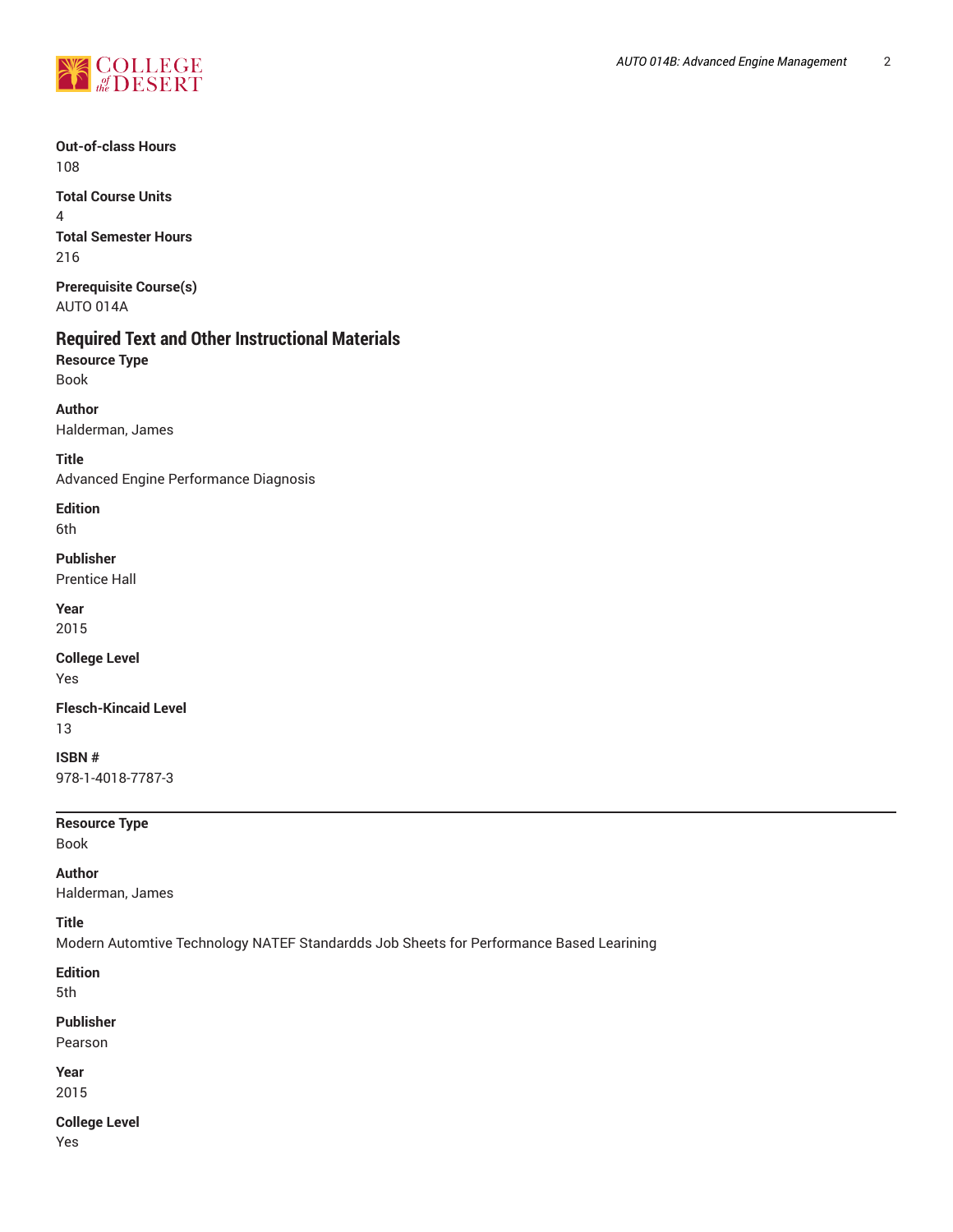**Out-of-class Hours**
108

**Total Course Units**
4

**Total Semester Hours**
216

**Prerequisite Course(s)**
AUTO 014A

## Required Text and Other Instructional Materials

**Resource Type**
Book

**Author**
Halderman, James

**Title**
Advanced Engine Performance Diagnosis

**Edition**
6th

**Publisher**
Prentice Hall

**Year**
2015

**College Level**
Yes

**Flesch-Kincaid Level**
13

**ISBN #**
978-1-4018-7787-3

---

**Resource Type**
Book

**Author**
Halderman, James

**Title**
Modern Automtive Technology NATEF Standardds Job Sheets for Performance Based Learining

**Edition**
5th

**Publisher**
Pearson

**Year**
2015

**College Level**
Yes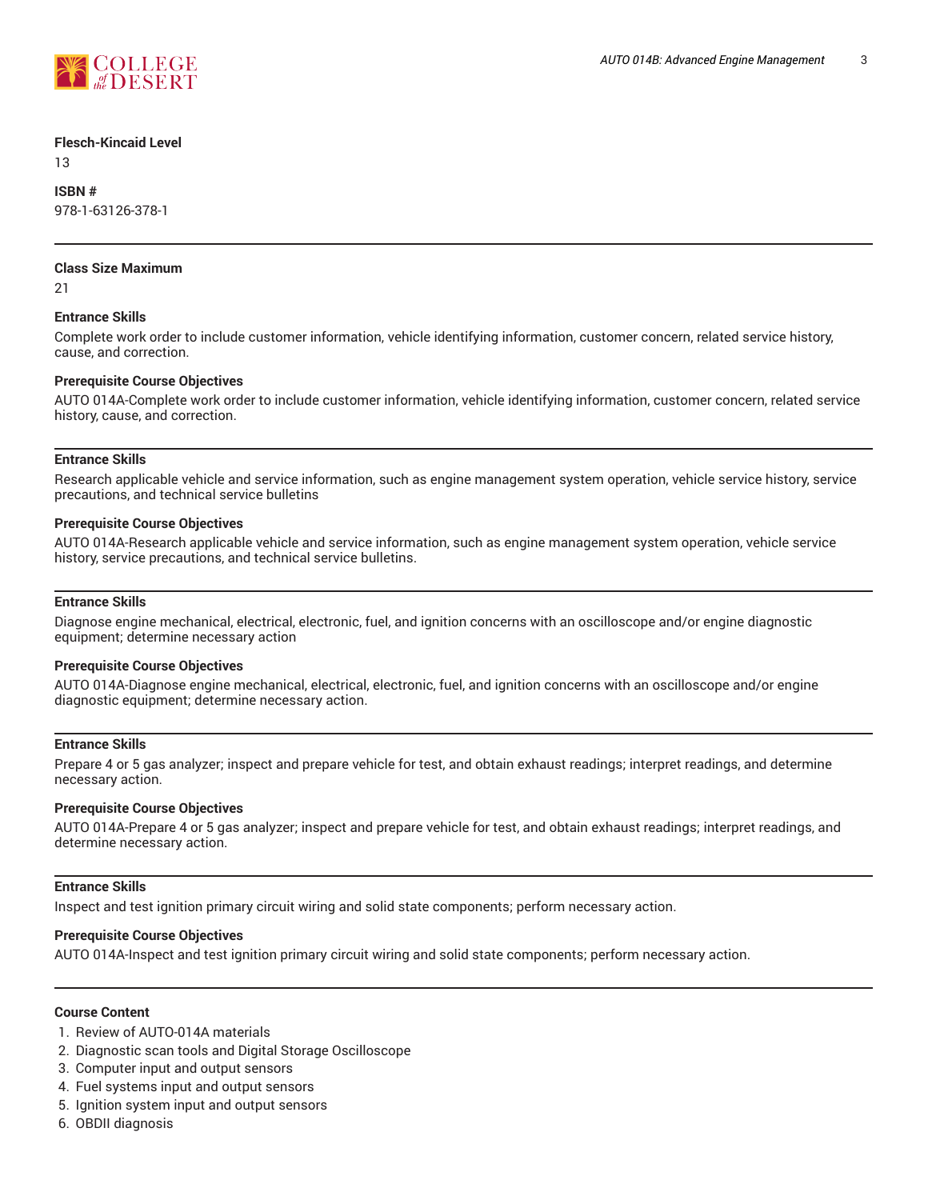**Flesch-Kincaid Level**

13

**ISBN #**

978-1-63126-378-1

---

**Class Size Maximum**

21

**Entrance Skills**

Complete work order to include customer information, vehicle identifying information, customer concern, related service history, cause, and correction.

**Prerequisite Course Objectives**

AUTO 014A-Complete work order to include customer information, vehicle identifying information, customer concern, related service history, cause, and correction.

---

**Entrance Skills**

Research applicable vehicle and service information, such as engine management system operation, vehicle service history, service precautions, and technical service bulletins

**Prerequisite Course Objectives**

AUTO 014A-Research applicable vehicle and service information, such as engine management system operation, vehicle service history, service precautions, and technical service bulletins.

---

**Entrance Skills**

Diagnose engine mechanical, electrical, electronic, fuel, and ignition concerns with an oscilloscope and/or engine diagnostic equipment; determine necessary action

**Prerequisite Course Objectives**

AUTO 014A-Diagnose engine mechanical, electrical, electronic, fuel, and ignition concerns with an oscilloscope and/or engine diagnostic equipment; determine necessary action.

---

**Entrance Skills**

Prepare 4 or 5 gas analyzer; inspect and prepare vehicle for test, and obtain exhaust readings; interpret readings, and determine necessary action.

**Prerequisite Course Objectives**

AUTO 014A-Prepare 4 or 5 gas analyzer; inspect and prepare vehicle for test, and obtain exhaust readings; interpret readings, and determine necessary action.

---

**Entrance Skills**

Inspect and test ignition primary circuit wiring and solid state components; perform necessary action.

**Prerequisite Course Objectives**

AUTO 014A-Inspect and test ignition primary circuit wiring and solid state components; perform necessary action.

---

**Course Content**

1. Review of AUTO-014A materials
2. Diagnostic scan tools and Digital Storage Oscilloscope
3. Computer input and output sensors
4. Fuel systems input and output sensors
5. Ignition system input and output sensors
6. OBDII diagnosis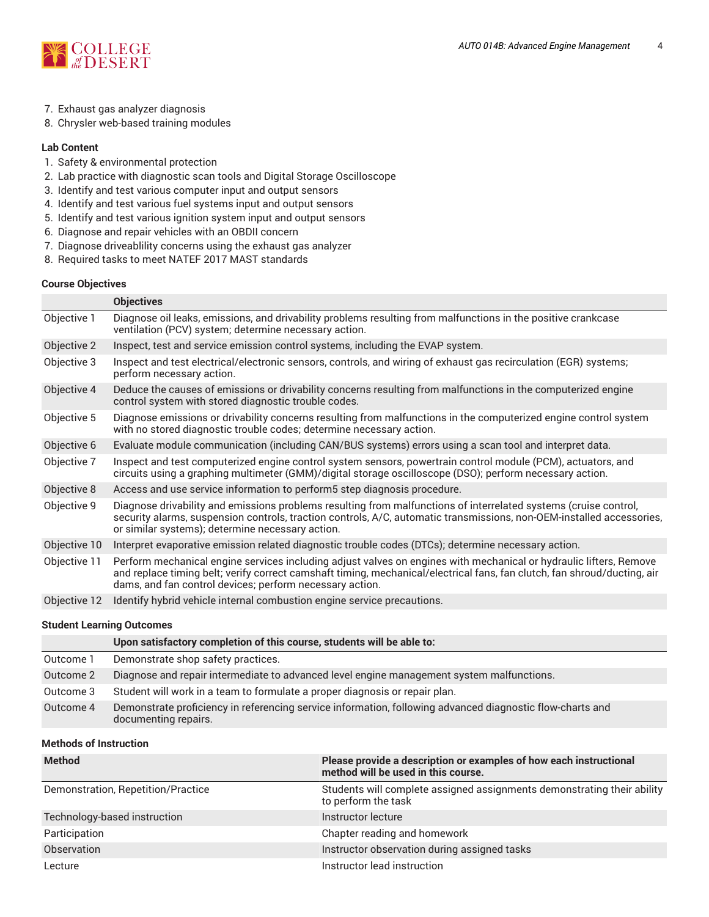7. Exhaust gas analyzer diagnosis
8. Chrysler web-based training modules

#### Lab Content

1. Safety & environmental protection
2. Lab practice with diagnostic scan tools and Digital Storage Oscilloscope
3. Identify and test various computer input and output sensors
4. Identify and test various fuel systems input and output sensors
5. Identify and test various ignition system input and output sensors
6. Diagnose and repair vehicles with an OBDII concern
7. Diagnose driveablility concerns using the exhaust gas analyzer
8. Required tasks to meet NATEF 2017 MAST standards

#### Course Objectives

| | Objectives |
|---|---|
| Objective 1 | Diagnose oil leaks, emissions, and drivability problems resulting from malfunctions in the positive crankcase ventilation (PCV) system; determine necessary action. |
| Objective 2 | Inspect, test and service emission control systems, including the EVAP system. |
| Objective 3 | Inspect and test electrical/electronic sensors, controls, and wiring of exhaust gas recirculation (EGR) systems; perform necessary action. |
| Objective 4 | Deduce the causes of emissions or drivability concerns resulting from malfunctions in the computerized engine control system with stored diagnostic trouble codes. |
| Objective 5 | Diagnose emissions or drivability concerns resulting from malfunctions in the computerized engine control system with no stored diagnostic trouble codes; determine necessary action. |
| Objective 6 | Evaluate module communication (including CAN/BUS systems) errors using a scan tool and interpret data. |
| Objective 7 | Inspect and test computerized engine control system sensors, powertrain control module (PCM), actuators, and circuits using a graphing multimeter (GMM)/digital storage oscilloscope (DSO); perform necessary action. |
| Objective 8 | Access and use service information to perform5 step diagnosis procedure. |
| Objective 9 | Diagnose drivability and emissions problems resulting from malfunctions of interrelated systems (cruise control, security alarms, suspension controls, traction controls, A/C, automatic transmissions, non-OEM-installed accessories, or similar systems); determine necessary action. |
| Objective 10 | Interpret evaporative emission related diagnostic trouble codes (DTCs); determine necessary action. |
| Objective 11 | Perform mechanical engine services including adjust valves on engines with mechanical or hydraulic lifters, Remove and replace timing belt; verify correct camshaft timing, mechanical/electrical fans, fan clutch, fan shroud/ducting, air dams, and fan control devices; perform necessary action. |
| Objective 12 | Identify hybrid vehicle internal combustion engine service precautions. |

#### Student Learning Outcomes

| | Upon satisfactory completion of this course, students will be able to: |
|---|---|
| Outcome 1 | Demonstrate shop safety practices. |
| Outcome 2 | Diagnose and repair intermediate to advanced level engine management system malfunctions. |
| Outcome 3 | Student will work in a team to formulate a proper diagnosis or repair plan. |
| Outcome 4 | Demonstrate proficiency in referencing service information, following advanced diagnostic flow-charts and documenting repairs. |

#### Methods of Instruction

| Method | Please provide a description or examples of how each instructional method will be used in this course. |
|---|---|
| Demonstration, Repetition/Practice | Students will complete assigned assignments demonstrating their ability to perform the task |
| Technology-based instruction | Instructor lecture |
| Participation | Chapter reading and homework |
| Observation | Instructor observation during assigned tasks |
| Lecture | Instructor lead instruction |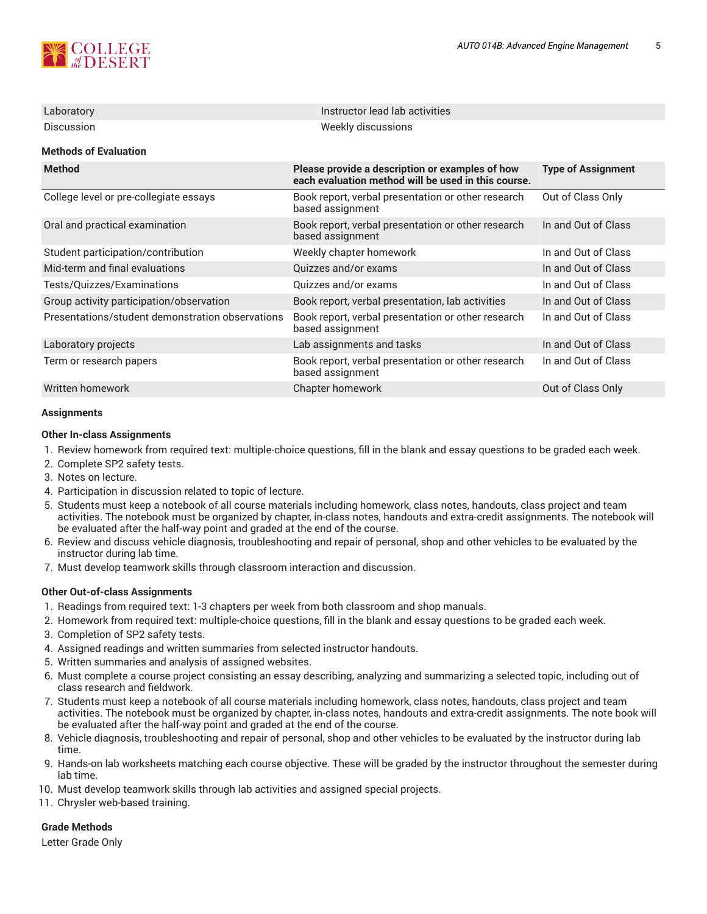| | |
|---|---|
| Laboratory | Instructor lead lab activities |
| Discussion | Weekly discussions |

**Methods of Evaluation**

| Method | Please provide a description or examples of how each evaluation method will be used in this course. | Type of Assignment |
|---|---|---|
| College level or pre-collegiate essays | Book report, verbal presentation or other research based assignment | Out of Class Only |
| Oral and practical examination | Book report, verbal presentation or other research based assignment | In and Out of Class |
| Student participation/contribution | Weekly chapter homework | In and Out of Class |
| Mid-term and final evaluations | Quizzes and/or exams | In and Out of Class |
| Tests/Quizzes/Examinations | Quizzes and/or exams | In and Out of Class |
| Group activity participation/observation | Book report, verbal presentation, lab activities | In and Out of Class |
| Presentations/student demonstration observations | Book report, verbal presentation or other research based assignment | In and Out of Class |
| Laboratory projects | Lab assignments and tasks | In and Out of Class |
| Term or research papers | Book report, verbal presentation or other research based assignment | In and Out of Class |
| Written homework | Chapter homework | Out of Class Only |

**Assignments**

**Other In-class Assignments**

1. Review homework from required text: multiple-choice questions, fill in the blank and essay questions to be graded each week.
2. Complete SP2 safety tests.
3. Notes on lecture.
4. Participation in discussion related to topic of lecture.
5. Students must keep a notebook of all course materials including homework, class notes, handouts, class project and team activities. The notebook must be organized by chapter, in-class notes, handouts and extra-credit assignments. The notebook will be evaluated after the half-way point and graded at the end of the course.
6. Review and discuss vehicle diagnosis, troubleshooting and repair of personal, shop and other vehicles to be evaluated by the instructor during lab time.
7. Must develop teamwork skills through classroom interaction and discussion.

**Other Out-of-class Assignments**

1. Readings from required text: 1-3 chapters per week from both classroom and shop manuals.
2. Homework from required text: multiple-choice questions, fill in the blank and essay questions to be graded each week.
3. Completion of SP2 safety tests.
4. Assigned readings and written summaries from selected instructor handouts.
5. Written summaries and analysis of assigned websites.
6. Must complete a course project consisting an essay describing, analyzing and summarizing a selected topic, including out of class research and fieldwork.
7. Students must keep a notebook of all course materials including homework, class notes, handouts, class project and team activities. The notebook must be organized by chapter, in-class notes, handouts and extra-credit assignments. The note book will be evaluated after the half-way point and graded at the end of the course.
8. Vehicle diagnosis, troubleshooting and repair of personal, shop and other vehicles to be evaluated by the instructor during lab time.
9. Hands-on lab worksheets matching each course objective. These will be graded by the instructor throughout the semester during lab time.
10. Must develop teamwork skills through lab activities and assigned special projects.
11. Chrysler web-based training.

**Grade Methods**

Letter Grade Only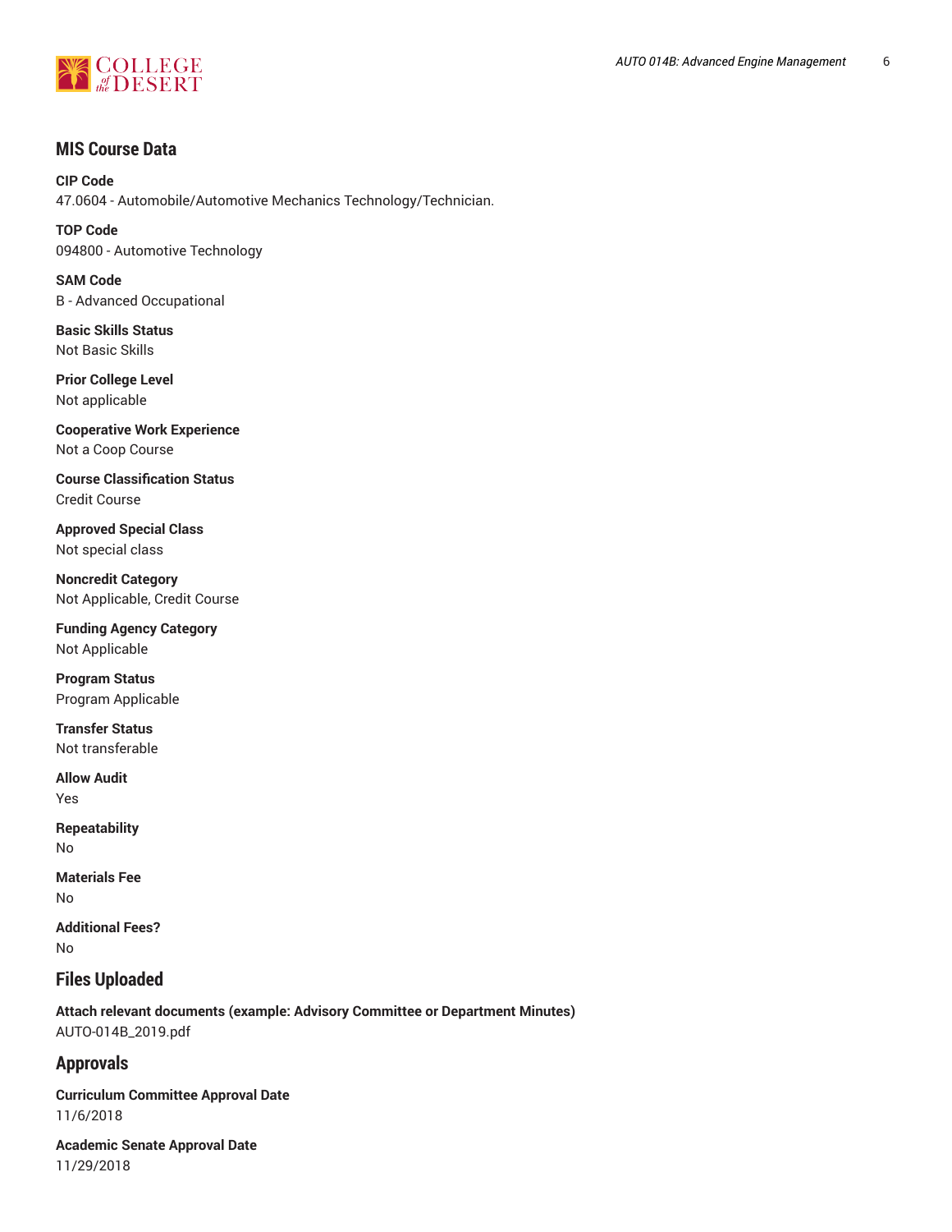## MIS Course Data

**CIP Code**
47.0604 - Automobile/Automotive Mechanics Technology/Technician.

**TOP Code**
094800 - Automotive Technology

**SAM Code**
B - Advanced Occupational

**Basic Skills Status**
Not Basic Skills

**Prior College Level**
Not applicable

**Cooperative Work Experience**
Not a Coop Course

**Course Classification Status**
Credit Course

**Approved Special Class**
Not special class

**Noncredit Category**
Not Applicable, Credit Course

**Funding Agency Category**
Not Applicable

**Program Status**
Program Applicable

**Transfer Status**
Not transferable

**Allow Audit**
Yes

**Repeatability**
No

**Materials Fee**
No

**Additional Fees?**
No

## Files Uploaded

**Attach relevant documents (example: Advisory Committee or Department Minutes)**
AUTO-014B_2019.pdf

## Approvals

**Curriculum Committee Approval Date**
11/6/2018

**Academic Senate Approval Date**
11/29/2018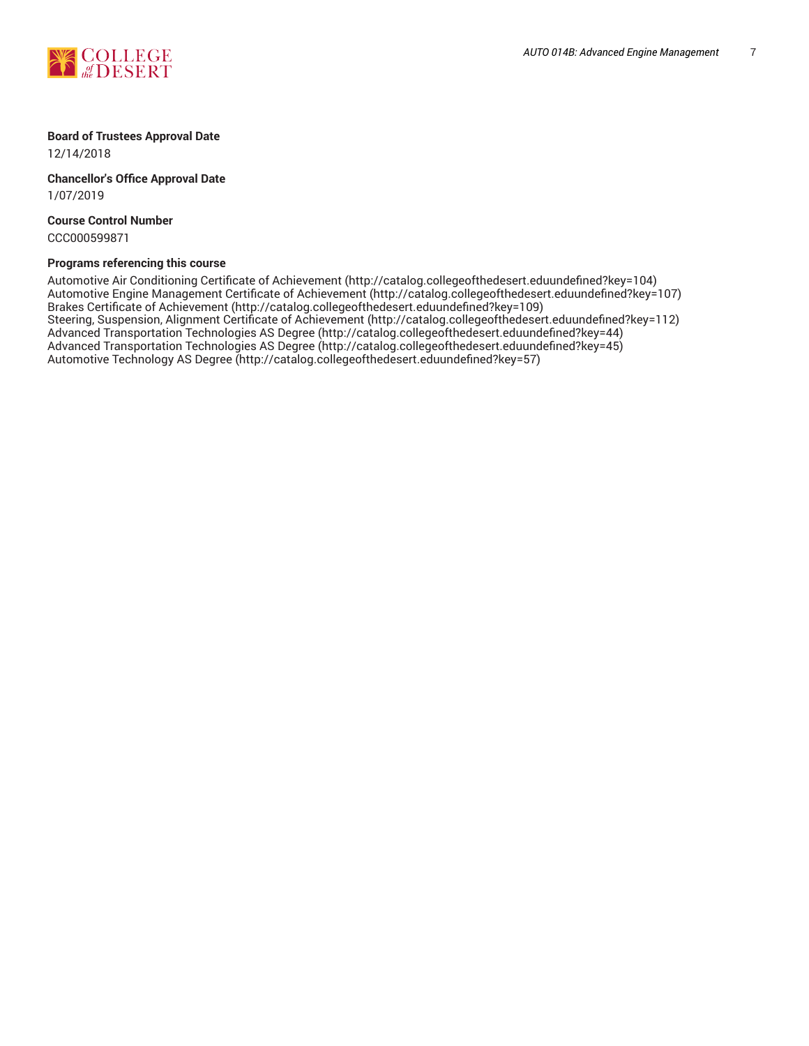**Board of Trustees Approval Date**

12/14/2018

**Chancellor's Office Approval Date**

1/07/2019

**Course Control Number**

CCC000599871

**Programs referencing this course**

Automotive Air Conditioning Certificate of Achievement (http://catalog.collegeofthedesert.eduundefined?key=104)
Automotive Engine Management Certificate of Achievement (http://catalog.collegeofthedesert.eduundefined?key=107)
Brakes Certificate of Achievement (http://catalog.collegeofthedesert.eduundefined?key=109)
Steering, Suspension, Alignment Certificate of Achievement (http://catalog.collegeofthedesert.eduundefined?key=112)
Advanced Transportation Technologies AS Degree (http://catalog.collegeofthedesert.eduundefined?key=44)
Advanced Transportation Technologies AS Degree (http://catalog.collegeofthedesert.eduundefined?key=45)
Automotive Technology AS Degree (http://catalog.collegeofthedesert.eduundefined?key=57)